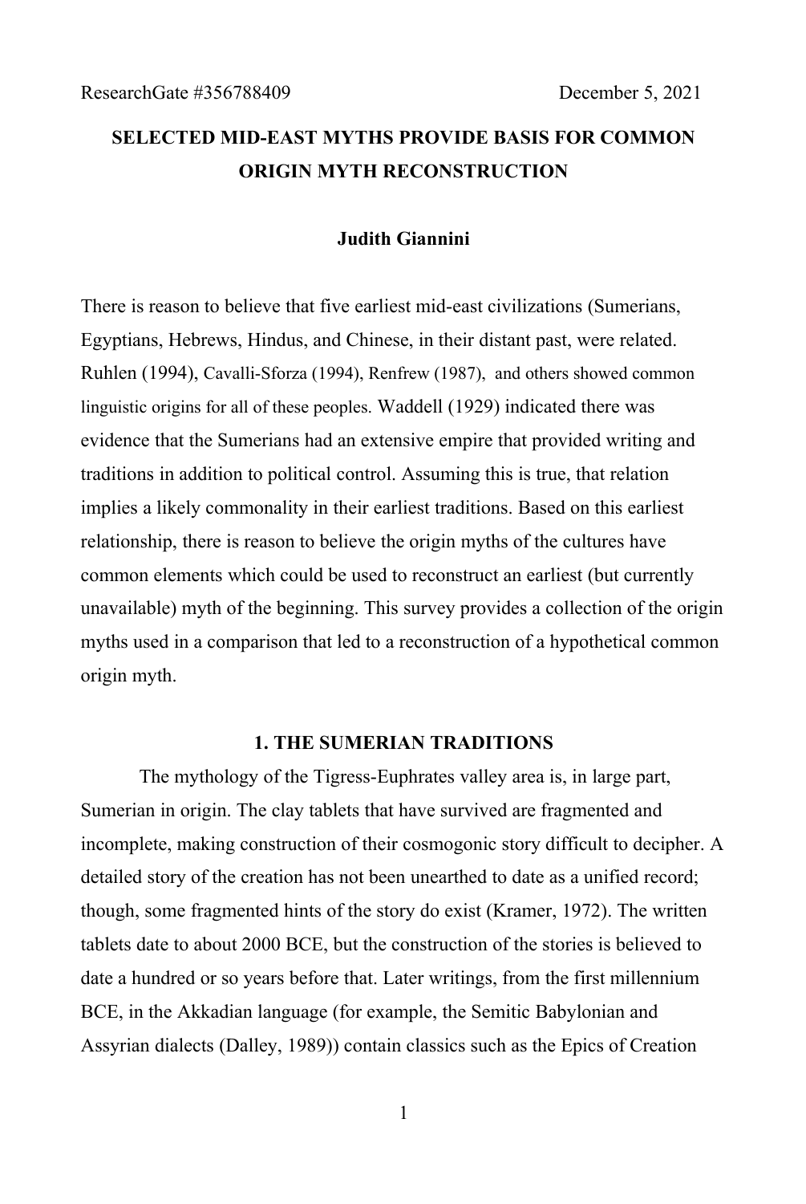ResearchGate #356788409 December 5, 2021

# SELECTED MID-EAST MYTHS PROVIDE BASIS FOR COMMON ORIGIN MYTH RECONSTRUCTION

**Judith Giannini**

There is reason to believe that five earliest mid-east civilizations (Sumerians, Egyptians, Hebrews, Hindus, and Chinese, in their distant past, were related. Ruhlen (1994), Cavalli-Sforza (1994), Renfrew (1987), and others showed common linguistic origins for all of these peoples. Waddell (1929) indicated there was evidence that the Sumerians had an extensive empire that provided writing and traditions in addition to political control. Assuming this is true, that relation implies a likely commonality in their earliest traditions. Based on this earliest relationship, there is reason to believe the origin myths of the cultures have common elements which could be used to reconstruct an earliest (but currently unavailable) myth of the beginning. This survey provides a collection of the origin myths used in a comparison that led to a reconstruction of a hypothetical common origin myth.

## 1. THE SUMERIAN TRADITIONS

The mythology of the Tigress-Euphrates valley area is, in large part, Sumerian in origin. The clay tablets that have survived are fragmented and incomplete, making construction of their cosmogonic story difficult to decipher. A detailed story of the creation has not been unearthed to date as a unified record; though, some fragmented hints of the story do exist (Kramer, 1972). The written tablets date to about 2000 BCE, but the construction of the stories is believed to date a hundred or so years before that. Later writings, from the first millennium BCE, in the Akkadian language (for example, the Semitic Babylonian and Assyrian dialects (Dalley, 1989)) contain classics such as the Epics of Creation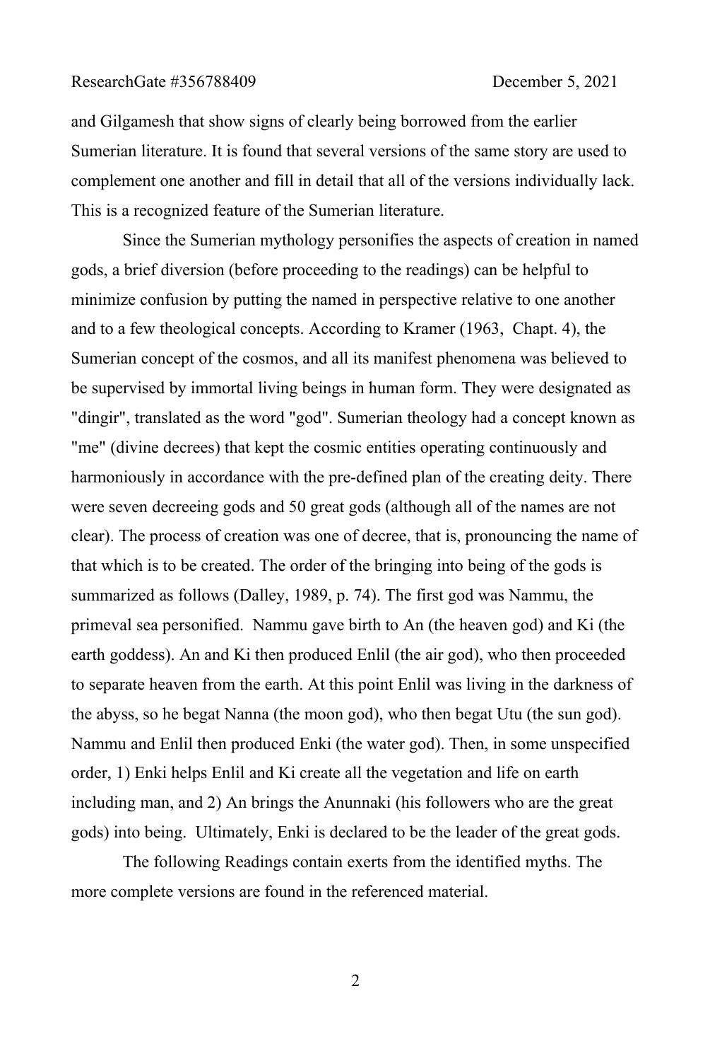and Gilgamesh that show signs of clearly being borrowed from the earlier Sumerian literature. It is found that several versions of the same story are used to complement one another and fill in detail that all of the versions individually lack. This is a recognized feature of the Sumerian literature.

Since the Sumerian mythology personifies the aspects of creation in named gods, a brief diversion (before proceeding to the readings) can be helpful to minimize confusion by putting the named in perspective relative to one another and to a few theological concepts. According to Kramer (1963, Chapt. 4), the Sumerian concept of the cosmos, and all its manifest phenomena was believed to be supervised by immortal living beings in human form. They were designated as "dingir", translated as the word "god". Sumerian theology had a concept known as "me" (divine decrees) that kept the cosmic entities operating continuously and harmoniously in accordance with the pre-defined plan of the creating deity. There were seven decreeing gods and 50 great gods (although all of the names are not clear). The process of creation was one of decree, that is, pronouncing the name of that which is to be created. The order of the bringing into being of the gods is summarized as follows (Dalley, 1989, p. 74). The first god was Nammu, the primeval sea personified. Nammu gave birth to An (the heaven god) and Ki (the earth goddess). An and Ki then produced Enlil (the air god), who then proceeded to separate heaven from the earth. At this point Enlil was living in the darkness of the abyss, so he begat Nanna (the moon god), who then begat Utu (the sun god). Nammu and Enlil then produced Enki (the water god). Then, in some unspecified order, 1) Enki helps Enlil and Ki create all the vegetation and life on earth including man, and 2) An brings the Anunnaki (his followers who are the great gods) into being. Ultimately, Enki is declared to be the leader of the great gods.

The following Readings contain exerts from the identified myths. The more complete versions are found in the referenced material.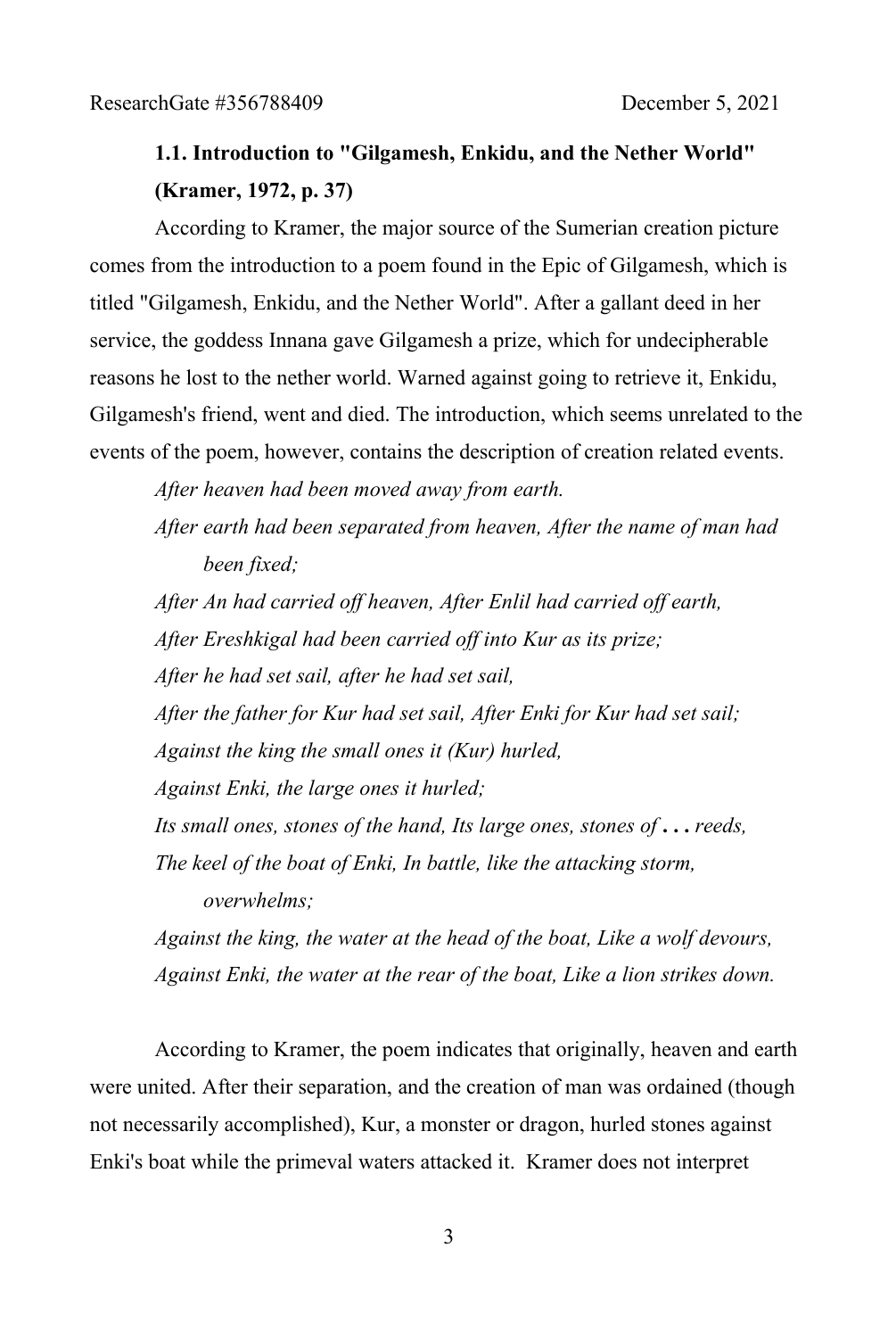### 1.1. Introduction to "Gilgamesh, Enkidu, and the Nether World" (Kramer, 1972, p. 37)

According to Kramer, the major source of the Sumerian creation picture comes from the introduction to a poem found in the Epic of Gilgamesh, which is titled "Gilgamesh, Enkidu, and the Nether World". After a gallant deed in her service, the goddess Innana gave Gilgamesh a prize, which for undecipherable reasons he lost to the nether world. Warned against going to retrieve it, Enkidu, Gilgamesh's friend, went and died. The introduction, which seems unrelated to the events of the poem, however, contains the description of creation related events.

*After heaven had been moved away from earth.*
*After earth had been separated from heaven, After the name of man had been fixed;*
*After An had carried off heaven, After Enlil had carried off earth,*
*After Ereshkigal had been carried off into Kur as its prize;*
*After he had set sail, after he had set sail,*
*After the father for Kur had set sail, After Enki for Kur had set sail;*
*Against the king the small ones it (Kur) hurled,*
*Against Enki, the large ones it hurled;*
*Its small ones, stones of the hand, Its large ones, stones of* **. . .** *reeds,*
*The keel of the boat of Enki, In battle, like the attacking storm, overwhelms;*
*Against the king, the water at the head of the boat, Like a wolf devours,*
*Against Enki, the water at the rear of the boat, Like a lion strikes down.*

According to Kramer, the poem indicates that originally, heaven and earth were united. After their separation, and the creation of man was ordained (though not necessarily accomplished), Kur, a monster or dragon, hurled stones against Enki's boat while the primeval waters attacked it. Kramer does not interpret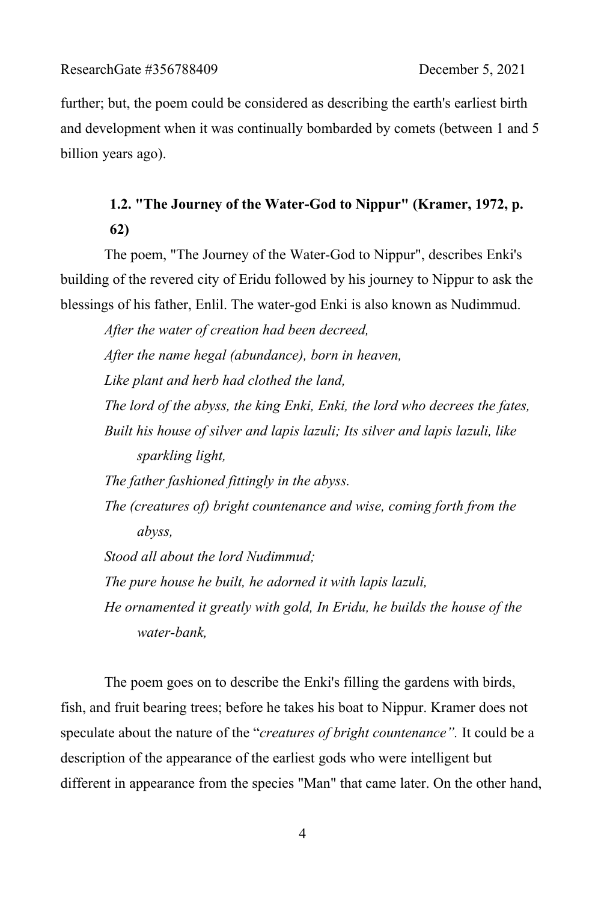further; but, the poem could be considered as describing the earth's earliest birth and development when it was continually bombarded by comets (between 1 and 5 billion years ago).

### 1.2. "The Journey of the Water-God to Nippur" (Kramer, 1972, p. 62)

The poem, "The Journey of the Water-God to Nippur", describes Enki's building of the revered city of Eridu followed by his journey to Nippur to ask the blessings of his father, Enlil. The water-god Enki is also known as Nudimmud.

*After the water of creation had been decreed,*
*After the name hegal (abundance), born in heaven,*
*Like plant and herb had clothed the land,*
*The lord of the abyss, the king Enki, Enki, the lord who decrees the fates,*
*Built his house of silver and lapis lazuli; Its silver and lapis lazuli, like sparkling light,*
*The father fashioned fittingly in the abyss.*
*The (creatures of) bright countenance and wise, coming forth from the abyss,*
*Stood all about the lord Nudimmud;*
*The pure house he built, he adorned it with lapis lazuli,*
*He ornamented it greatly with gold, In Eridu, he builds the house of the water-bank,*

The poem goes on to describe the Enki's filling the gardens with birds, fish, and fruit bearing trees; before he takes his boat to Nippur. Kramer does not speculate about the nature of the "*creatures of bright countenance".* It could be a description of the appearance of the earliest gods who were intelligent but different in appearance from the species "Man" that came later. On the other hand,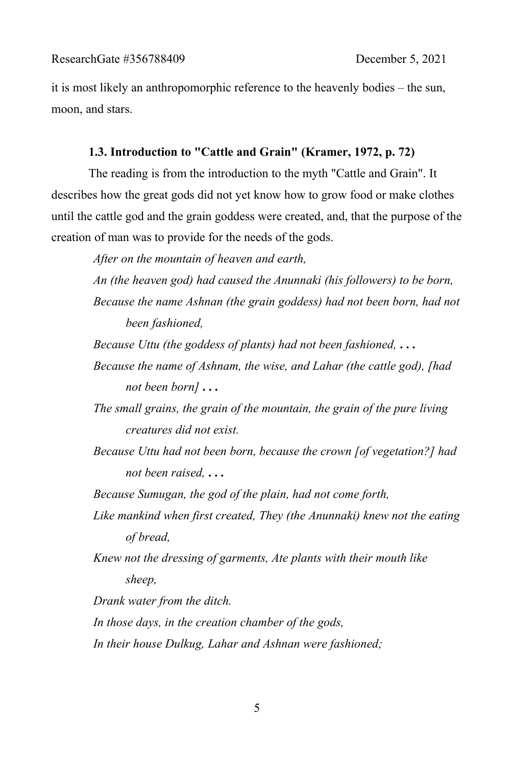it is most likely an anthropomorphic reference to the heavenly bodies – the sun, moon, and stars.

### 1.3. Introduction to "Cattle and Grain" (Kramer, 1972, p. 72)

The reading is from the introduction to the myth "Cattle and Grain". It describes how the great gods did not yet know how to grow food or make clothes until the cattle god and the grain goddess were created, and, that the purpose of the creation of man was to provide for the needs of the gods.

> *After on the mountain of heaven and earth,*
>
> *An (the heaven god) had caused the Anunnaki (his followers) to be born,*
>
> *Because the name Ashnan (the grain goddess) had not been born, had not been fashioned,*
>
> *Because Uttu (the goddess of plants) had not been fashioned,* **. . .**
>
> *Because the name of Ashnam, the wise, and Lahar (the cattle god), [had not been born]* **. . .**
>
> *The small grains, the grain of the mountain, the grain of the pure living creatures did not exist.*
>
> *Because Uttu had not been born, because the crown [of vegetation?] had not been raised,* **. . .**
>
> *Because Sumugan, the god of the plain, had not come forth,*
>
> *Like mankind when first created, They (the Anunnaki) knew not the eating of bread,*
>
> *Knew not the dressing of garments, Ate plants with their mouth like sheep,*
>
> *Drank water from the ditch.*
>
> *In those days, in the creation chamber of the gods,*
>
> *In their house Dulkug, Lahar and Ashnan were fashioned;*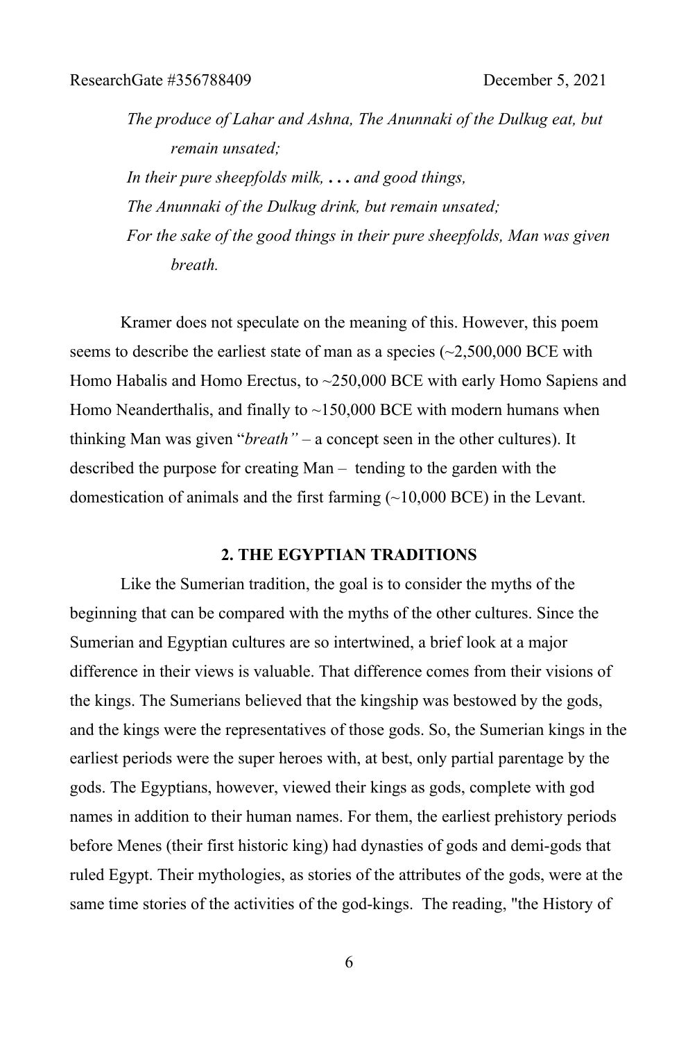*The produce of Lahar and Ashna, The Anunnaki of the Dulkug eat, but remain unsated;*
*In their pure sheepfolds milk, . . . and good things,*
*The Anunnaki of the Dulkug drink, but remain unsated;*
*For the sake of the good things in their pure sheepfolds, Man was given breath.*

Kramer does not speculate on the meaning of this. However, this poem seems to describe the earliest state of man as a species (~2,500,000 BCE with Homo Habalis and Homo Erectus, to ~250,000 BCE with early Homo Sapiens and Homo Neanderthalis, and finally to ~150,000 BCE with modern humans when thinking Man was given "*breath"* – a concept seen in the other cultures). It described the purpose for creating Man – tending to the garden with the domestication of animals and the first farming (~10,000 BCE) in the Levant.

## 2. THE EGYPTIAN TRADITIONS

Like the Sumerian tradition, the goal is to consider the myths of the beginning that can be compared with the myths of the other cultures. Since the Sumerian and Egyptian cultures are so intertwined, a brief look at a major difference in their views is valuable. That difference comes from their visions of the kings. The Sumerians believed that the kingship was bestowed by the gods, and the kings were the representatives of those gods. So, the Sumerian kings in the earliest periods were the super heroes with, at best, only partial parentage by the gods. The Egyptians, however, viewed their kings as gods, complete with god names in addition to their human names. For them, the earliest prehistory periods before Menes (their first historic king) had dynasties of gods and demi-gods that ruled Egypt. Their mythologies, as stories of the attributes of the gods, were at the same time stories of the activities of the god-kings. The reading, "the History of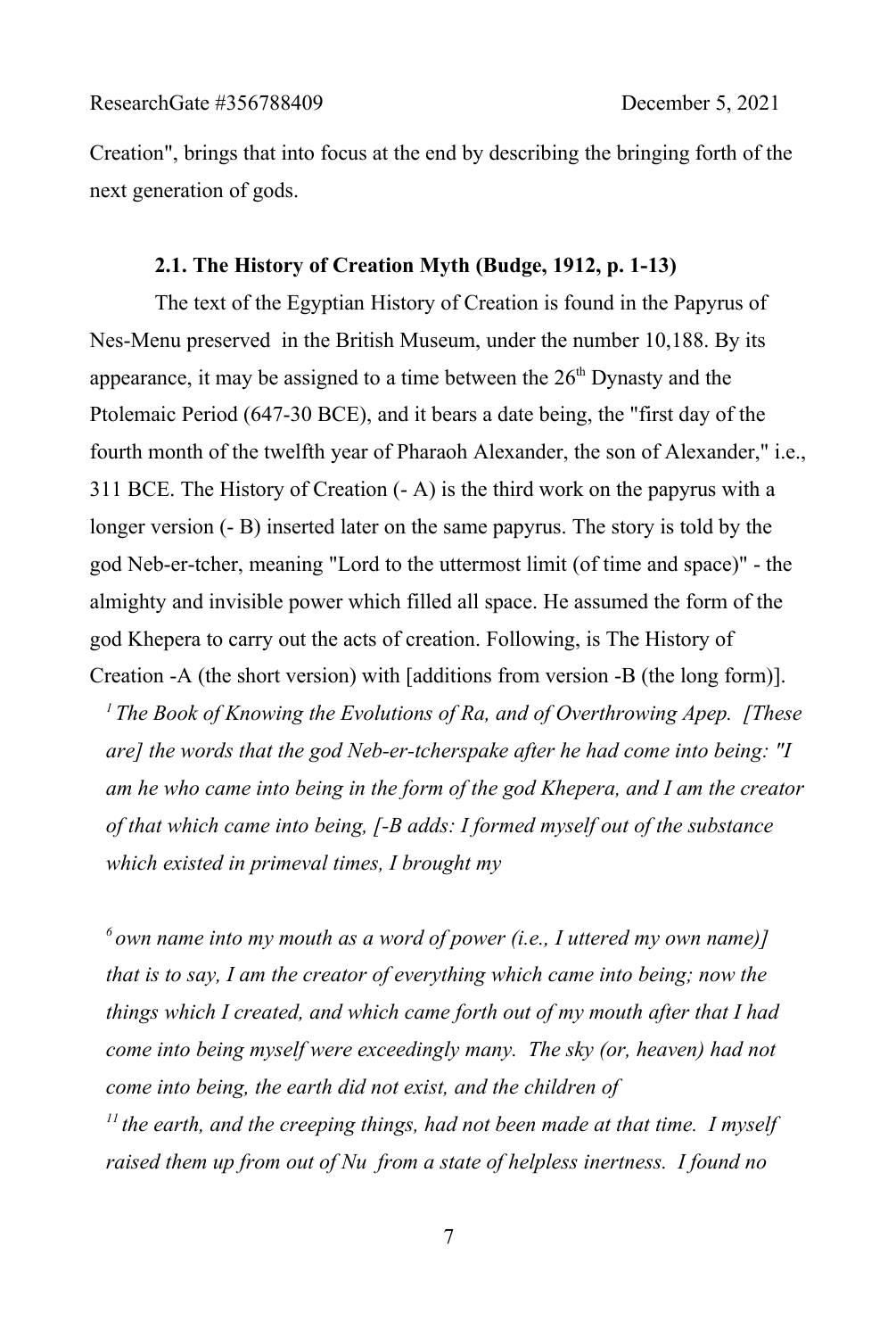Creation", brings that into focus at the end by describing the bringing forth of the next generation of gods.

### 2.1. The History of Creation Myth (Budge, 1912, p. 1-13)

The text of the Egyptian History of Creation is found in the Papyrus of Nes-Menu preserved in the British Museum, under the number 10,188. By its appearance, it may be assigned to a time between the 26th Dynasty and the Ptolemaic Period (647-30 BCE), and it bears a date being, the "first day of the fourth month of the twelfth year of Pharaoh Alexander, the son of Alexander," i.e., 311 BCE. The History of Creation (- A) is the third work on the papyrus with a longer version (- B) inserted later on the same papyrus. The story is told by the god Neb-er-tcher, meaning "Lord to the uttermost limit (of time and space)" - the almighty and invisible power which filled all space. He assumed the form of the god Khepera to carry out the acts of creation. Following, is The History of Creation -A (the short version) with [additions from version -B (the long form)].

> [1] *The Book of Knowing the Evolutions of Ra, and of Overthrowing Apep. [These are] the words that the god Neb-er-tcherspake after he had come into being: "I am he who came into being in the form of the god Khepera, and I am the creator of that which came into being, [-B adds: I formed myself out of the substance which existed in primeval times, I brought my*
>
> [6] *own name into my mouth as a word of power (i.e., I uttered my own name)] that is to say, I am the creator of everything which came into being; now the things which I created, and which came forth out of my mouth after that I had come into being myself were exceedingly many. The sky (or, heaven) had not come into being, the earth did not exist, and the children of*
> [11] *the earth, and the creeping things, had not been made at that time. I myself raised them up from out of Nu from a state of helpless inertness. I found no*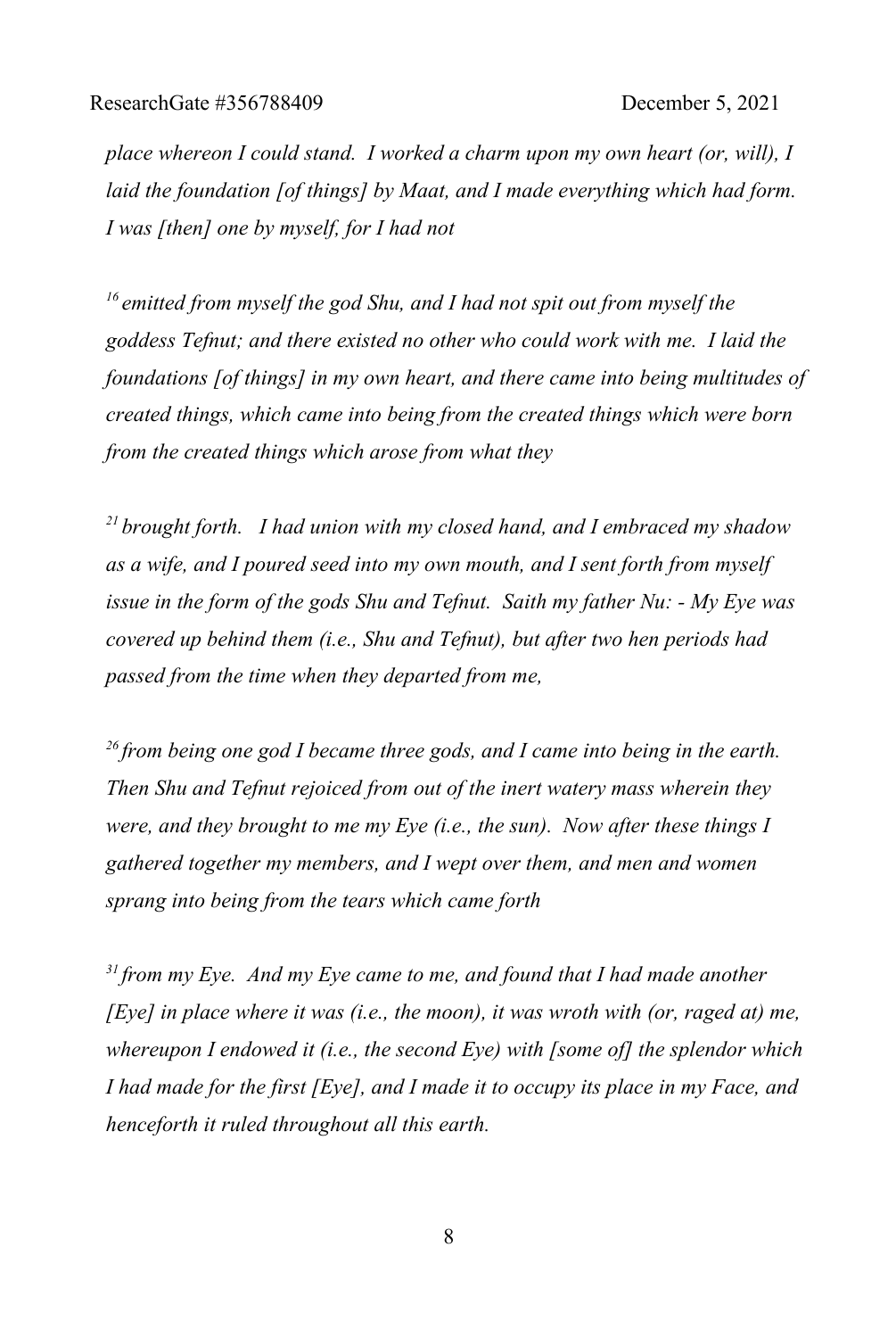*place whereon I could stand. I worked a charm upon my own heart (or, will), I laid the foundation [of things] by Maat, and I made everything which had form. I was [then] one by myself, for I had not*

[16] *emitted from myself the god Shu, and I had not spit out from myself the goddess Tefnut; and there existed no other who could work with me. I laid the foundations [of things] in my own heart, and there came into being multitudes of created things, which came into being from the created things which were born from the created things which arose from what they*

[21] *brought forth. I had union with my closed hand, and I embraced my shadow as a wife, and I poured seed into my own mouth, and I sent forth from myself issue in the form of the gods Shu and Tefnut. Saith my father Nu: - My Eye was covered up behind them (i.e., Shu and Tefnut), but after two hen periods had passed from the time when they departed from me,*

[26] *from being one god I became three gods, and I came into being in the earth. Then Shu and Tefnut rejoiced from out of the inert watery mass wherein they were, and they brought to me my Eye (i.e., the sun). Now after these things I gathered together my members, and I wept over them, and men and women sprang into being from the tears which came forth*

[31] *from my Eye. And my Eye came to me, and found that I had made another [Eye] in place where it was (i.e., the moon), it was wroth with (or, raged at) me, whereupon I endowed it (i.e., the second Eye) with [some of] the splendor which I had made for the first [Eye], and I made it to occupy its place in my Face, and henceforth it ruled throughout all this earth.*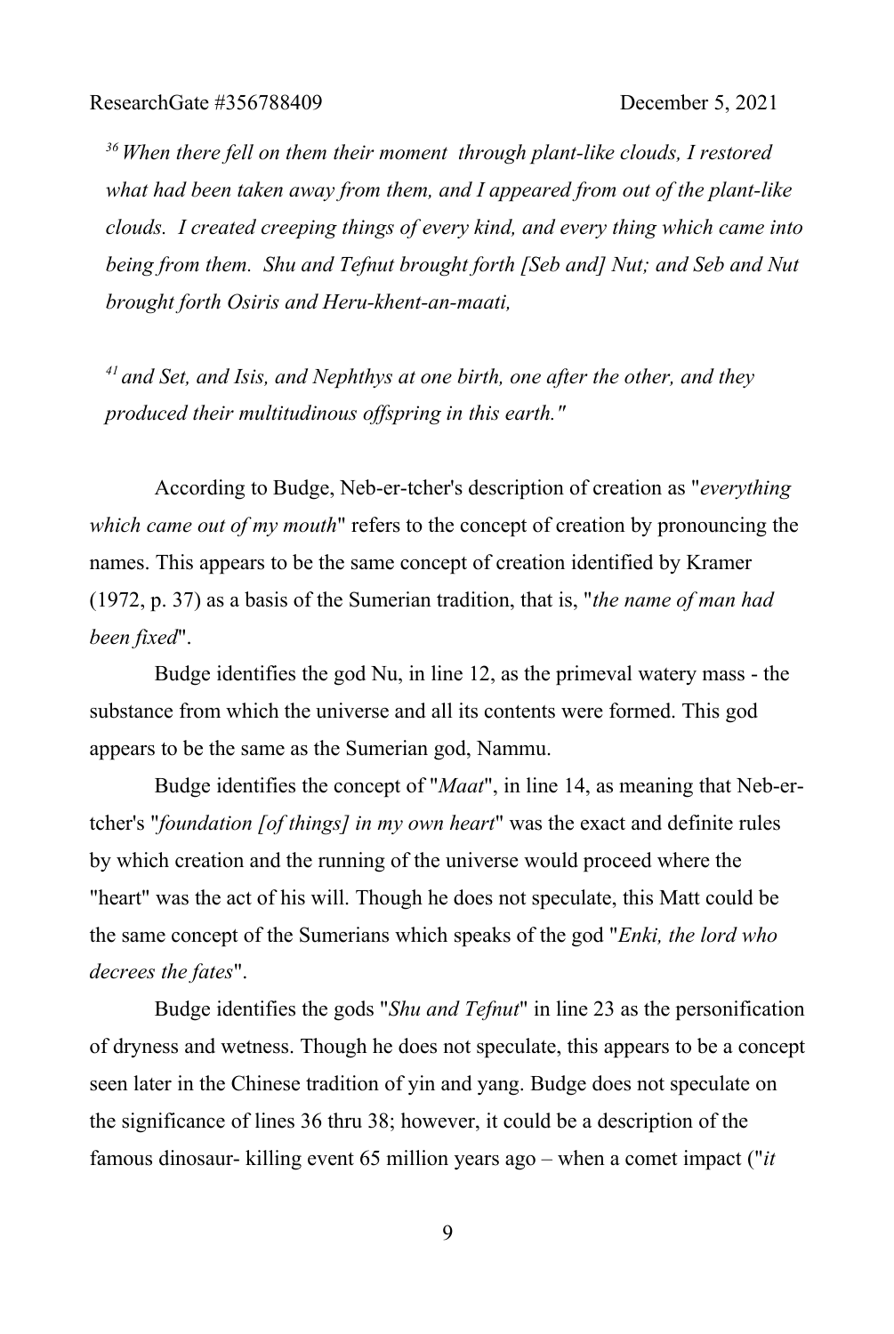*[36] When there fell on them their moment through plant-like clouds, I restored what had been taken away from them, and I appeared from out of the plant-like clouds. I created creeping things of every kind, and every thing which came into being from them. Shu and Tefnut brought forth [Seb and] Nut; and Seb and Nut brought forth Osiris and Heru-khent-an-maati,*

*[41] and Set, and Isis, and Nephthys at one birth, one after the other, and they produced their multitudinous offspring in this earth."*

According to Budge, Neb-er-tcher's description of creation as "*everything which came out of my mouth*" refers to the concept of creation by pronouncing the names. This appears to be the same concept of creation identified by Kramer (1972, p. 37) as a basis of the Sumerian tradition, that is, "*the name of man had been fixed*".

Budge identifies the god Nu, in line 12, as the primeval watery mass - the substance from which the universe and all its contents were formed. This god appears to be the same as the Sumerian god, Nammu.

Budge identifies the concept of "*Maat*", in line 14, as meaning that Neb-er-tcher's "*foundation [of things] in my own heart*" was the exact and definite rules by which creation and the running of the universe would proceed where the "heart" was the act of his will. Though he does not speculate, this Matt could be the same concept of the Sumerians which speaks of the god "*Enki, the lord who decrees the fates*".

Budge identifies the gods "*Shu and Tefnut*" in line 23 as the personification of dryness and wetness. Though he does not speculate, this appears to be a concept seen later in the Chinese tradition of yin and yang. Budge does not speculate on the significance of lines 36 thru 38; however, it could be a description of the famous dinosaur- killing event 65 million years ago – when a comet impact ("*it*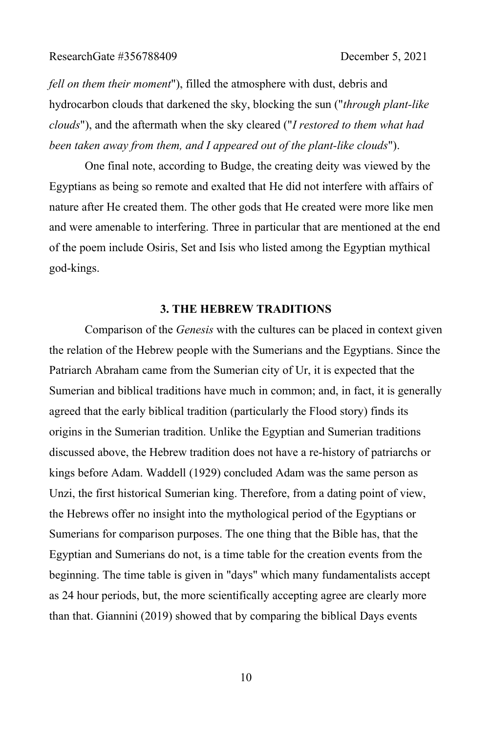*fell on them their moment*"), filled the atmosphere with dust, debris and hydrocarbon clouds that darkened the sky, blocking the sun ("*through plant-like clouds*"), and the aftermath when the sky cleared ("*I restored to them what had been taken away from them, and I appeared out of the plant-like clouds*").

One final note, according to Budge, the creating deity was viewed by the Egyptians as being so remote and exalted that He did not interfere with affairs of nature after He created them. The other gods that He created were more like men and were amenable to interfering. Three in particular that are mentioned at the end of the poem include Osiris, Set and Isis who listed among the Egyptian mythical god-kings.

## 3. THE HEBREW TRADITIONS

Comparison of the *Genesis* with the cultures can be placed in context given the relation of the Hebrew people with the Sumerians and the Egyptians. Since the Patriarch Abraham came from the Sumerian city of Ur, it is expected that the Sumerian and biblical traditions have much in common; and, in fact, it is generally agreed that the early biblical tradition (particularly the Flood story) finds its origins in the Sumerian tradition. Unlike the Egyptian and Sumerian traditions discussed above, the Hebrew tradition does not have a re-history of patriarchs or kings before Adam. Waddell (1929) concluded Adam was the same person as Unzi, the first historical Sumerian king. Therefore, from a dating point of view, the Hebrews offer no insight into the mythological period of the Egyptians or Sumerians for comparison purposes. The one thing that the Bible has, that the Egyptian and Sumerians do not, is a time table for the creation events from the beginning. The time table is given in "days" which many fundamentalists accept as 24 hour periods, but, the more scientifically accepting agree are clearly more than that. Giannini (2019) showed that by comparing the biblical Days events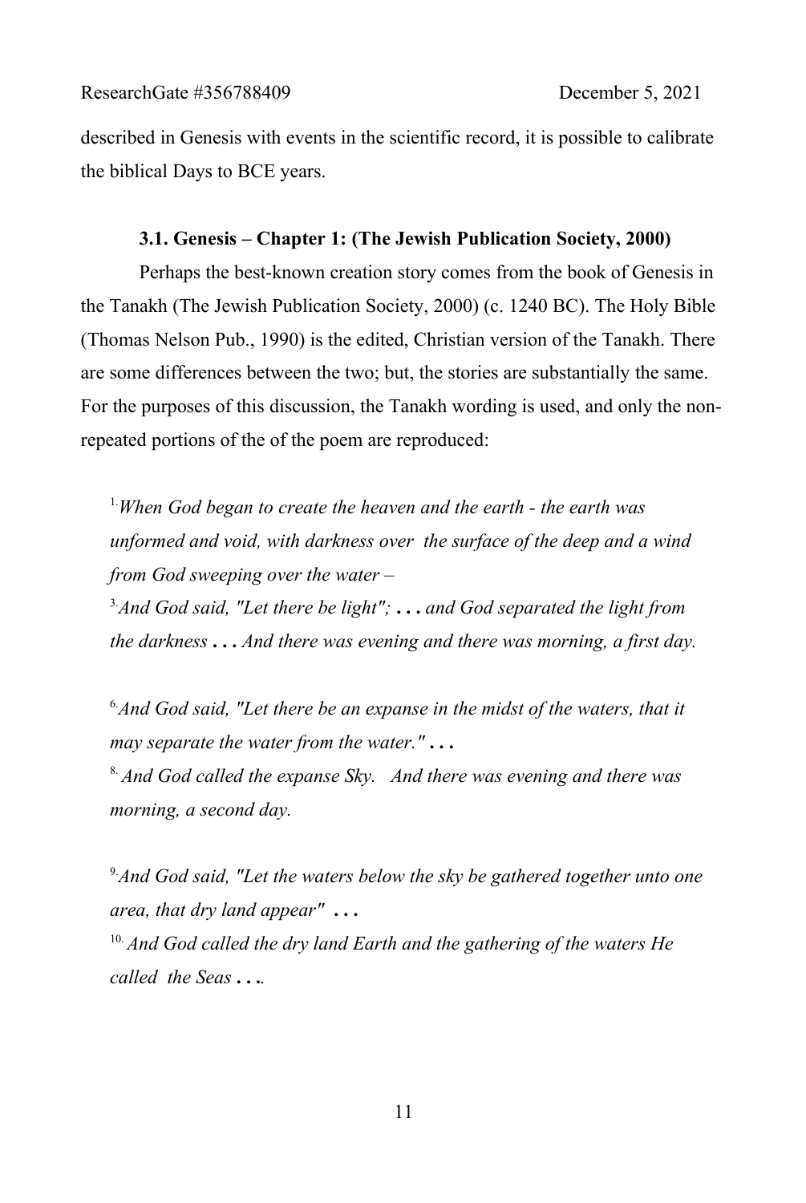described in Genesis with events in the scientific record, it is possible to calibrate the biblical Days to BCE years.

### 3.1. Genesis – Chapter 1: (The Jewish Publication Society, 2000)

Perhaps the best-known creation story comes from the book of Genesis in the Tanakh (The Jewish Publication Society, 2000) (c. 1240 BC). The Holy Bible (Thomas Nelson Pub., 1990) is the edited, Christian version of the Tanakh. There are some differences between the two; but, the stories are substantially the same. For the purposes of this discussion, the Tanakh wording is used, and only the non-repeated portions of the of the poem are reproduced:

> [1.] *When God began to create the heaven and the earth - the earth was unformed and void, with darkness over the surface of the deep and a wind from God sweeping over the water –*
>
> [3.] *And God said, "Let there be light"; . . . and God separated the light from the darkness . . . And there was evening and there was morning, a first day.*
>
> [6.] *And God said, "Let there be an expanse in the midst of the waters, that it may separate the water from the water." . . .*
>
> [8.] *And God called the expanse Sky. And there was evening and there was morning, a second day.*
>
> [9.] *And God said, "Let the waters below the sky be gathered together unto one area, that dry land appear" . . .*
>
> [10.] *And God called the dry land Earth and the gathering of the waters He called the Seas . . ..*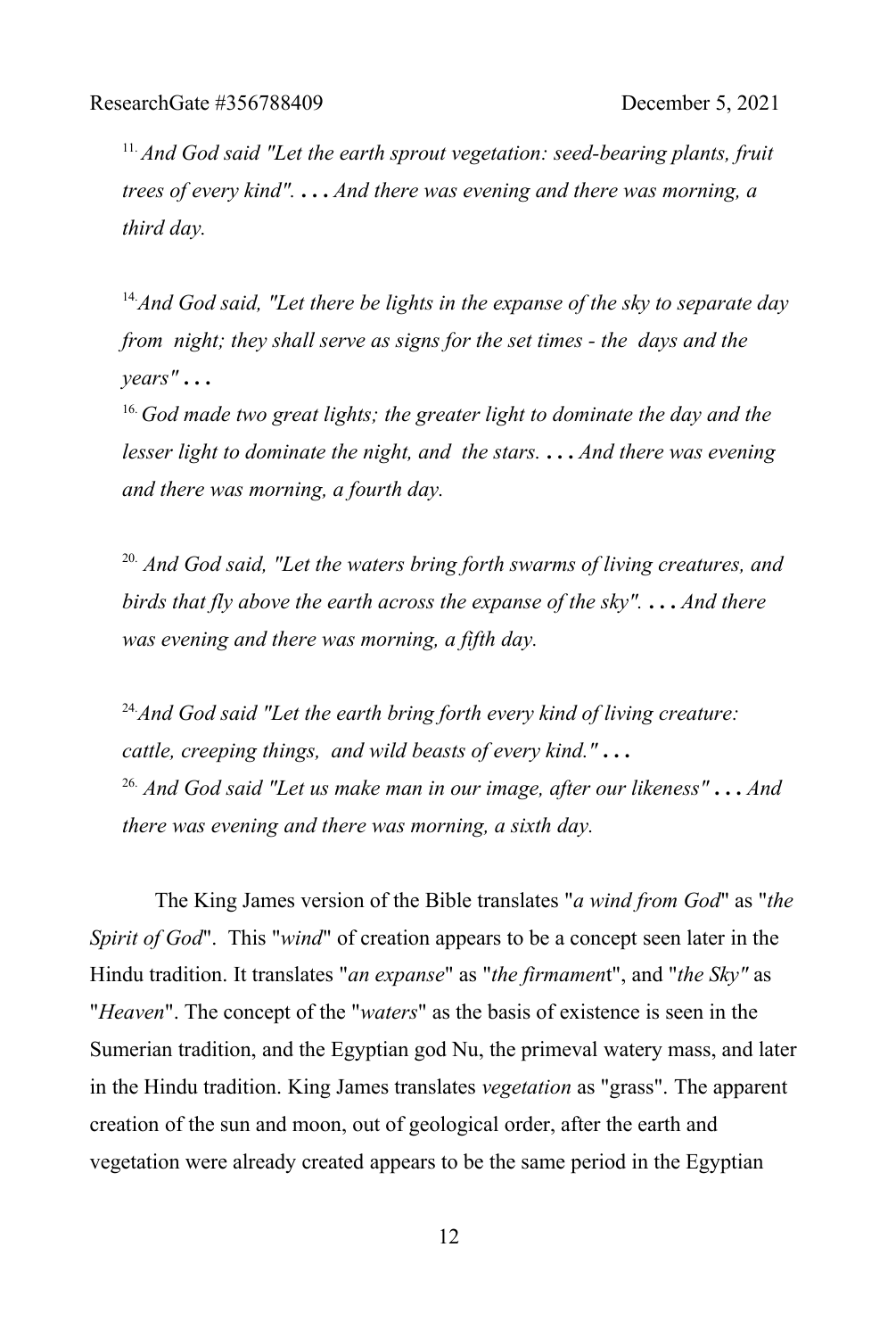> [11.] *And God said "Let the earth sprout vegetation: seed-bearing plants, fruit trees of every kind".* **. . .** *And there was evening and there was morning, a third day.*

> [14.] *And God said, "Let there be lights in the expanse of the sky to separate day from night; they shall serve as signs for the set times - the days and the years"* **. . .**
> [16.] *God made two great lights; the greater light to dominate the day and the lesser light to dominate the night, and the stars.* **. . .** *And there was evening and there was morning, a fourth day.*

> [20.] *And God said, "Let the waters bring forth swarms of living creatures, and birds that fly above the earth across the expanse of the sky".* **. . .** *And there was evening and there was morning, a fifth day.*

> [24.] *And God said "Let the earth bring forth every kind of living creature: cattle, creeping things, and wild beasts of every kind."* **. . .**
> [26.] *And God said "Let us make man in our image, after our likeness"* **. . .** *And there was evening and there was morning, a sixth day.*

The King James version of the Bible translates "*a wind from God*" as "*the Spirit of God*". This "*wind*" of creation appears to be a concept seen later in the Hindu tradition. It translates "*an expanse*" as "*the firmament*", and "*the Sky"* as "*Heaven*". The concept of the "*waters*" as the basis of existence is seen in the Sumerian tradition, and the Egyptian god Nu, the primeval watery mass, and later in the Hindu tradition. King James translates *vegetation* as "grass". The apparent creation of the sun and moon, out of geological order, after the earth and vegetation were already created appears to be the same period in the Egyptian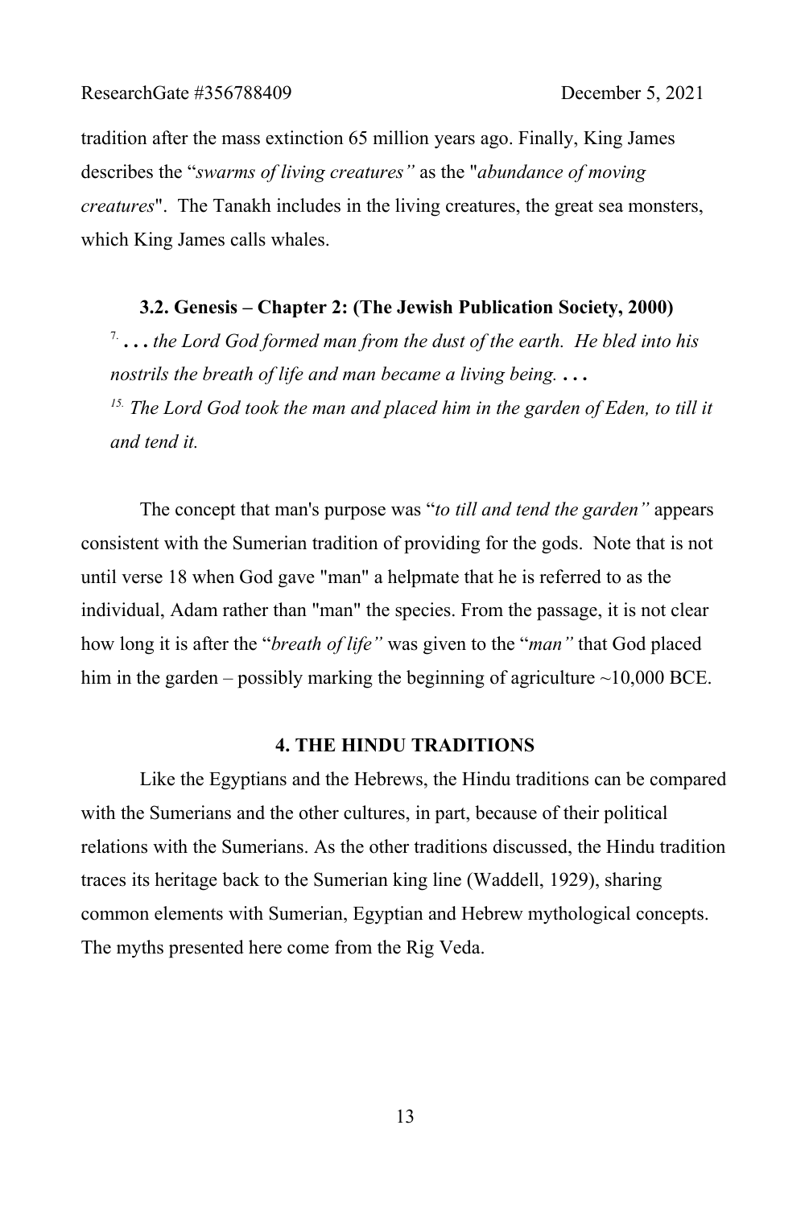tradition after the mass extinction 65 million years ago. Finally, King James describes the "*swarms of living creatures"* as the "*abundance of moving creatures*". The Tanakh includes in the living creatures, the great sea monsters, which King James calls whales.

### 3.2. Genesis – Chapter 2: (The Jewish Publication Society, 2000)

> [7.] **. . .** *the Lord God formed man from the dust of the earth. He bled into his nostrils the breath of life and man became a living being.* **. . .**
>
> [15.] *The Lord God took the man and placed him in the garden of Eden, to till it and tend it.*

The concept that man's purpose was "*to till and tend the garden"* appears consistent with the Sumerian tradition of providing for the gods. Note that is not until verse 18 when God gave "man" a helpmate that he is referred to as the individual, Adam rather than "man" the species. From the passage, it is not clear how long it is after the "*breath of life"* was given to the "*man"* that God placed him in the garden – possibly marking the beginning of agriculture ~10,000 BCE.

## 4. THE HINDU TRADITIONS

Like the Egyptians and the Hebrews, the Hindu traditions can be compared with the Sumerians and the other cultures, in part, because of their political relations with the Sumerians. As the other traditions discussed, the Hindu tradition traces its heritage back to the Sumerian king line (Waddell, 1929), sharing common elements with Sumerian, Egyptian and Hebrew mythological concepts. The myths presented here come from the Rig Veda.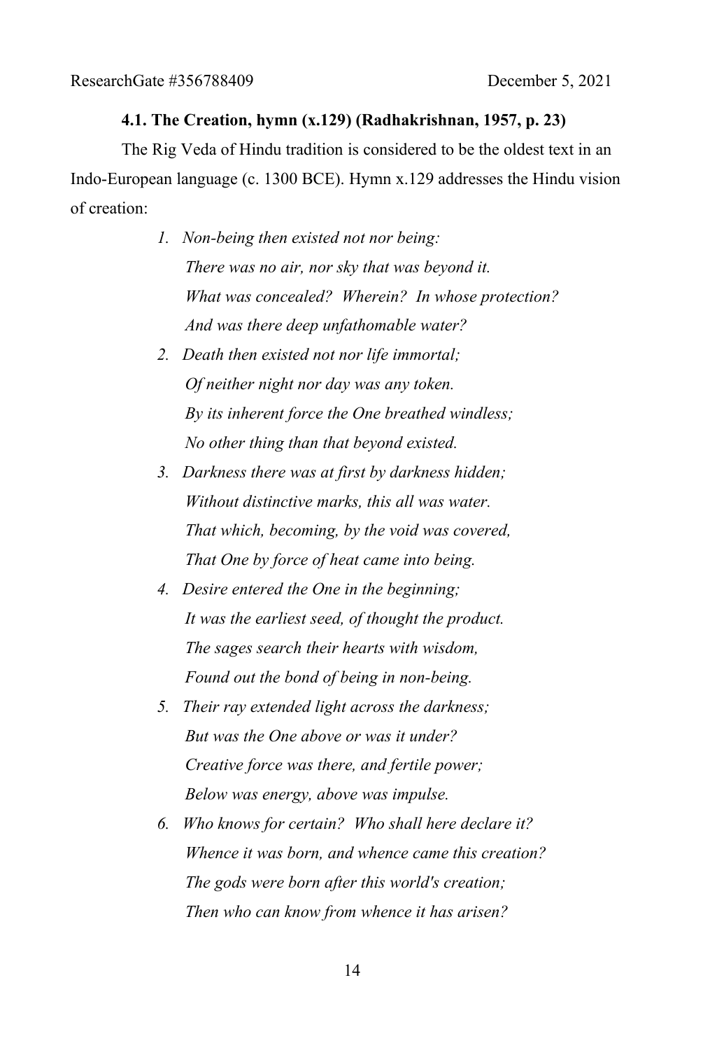#### 4.1. The Creation, hymn (x.129) (Radhakrishnan, 1957, p. 23)

The Rig Veda of Hindu tradition is considered to be the oldest text in an Indo-European language (c. 1300 BCE). Hymn x.129 addresses the Hindu vision of creation:

1. *Non-being then existed not nor being:*  
   *There was no air, nor sky that was beyond it.*  
   *What was concealed? Wherein? In whose protection?*  
   *And was there deep unfathomable water?*
2. *Death then existed not nor life immortal;*  
   *Of neither night nor day was any token.*  
   *By its inherent force the One breathed windless;*  
   *No other thing than that beyond existed.*
3. *Darkness there was at first by darkness hidden;*  
   *Without distinctive marks, this all was water.*  
   *That which, becoming, by the void was covered,*  
   *That One by force of heat came into being.*
4. *Desire entered the One in the beginning;*  
   *It was the earliest seed, of thought the product.*  
   *The sages search their hearts with wisdom,*  
   *Found out the bond of being in non-being.*
5. *Their ray extended light across the darkness;*  
   *But was the One above or was it under?*  
   *Creative force was there, and fertile power;*  
   *Below was energy, above was impulse.*
6. *Who knows for certain? Who shall here declare it?*  
   *Whence it was born, and whence came this creation?*  
   *The gods were born after this world's creation;*  
   *Then who can know from whence it has arisen?*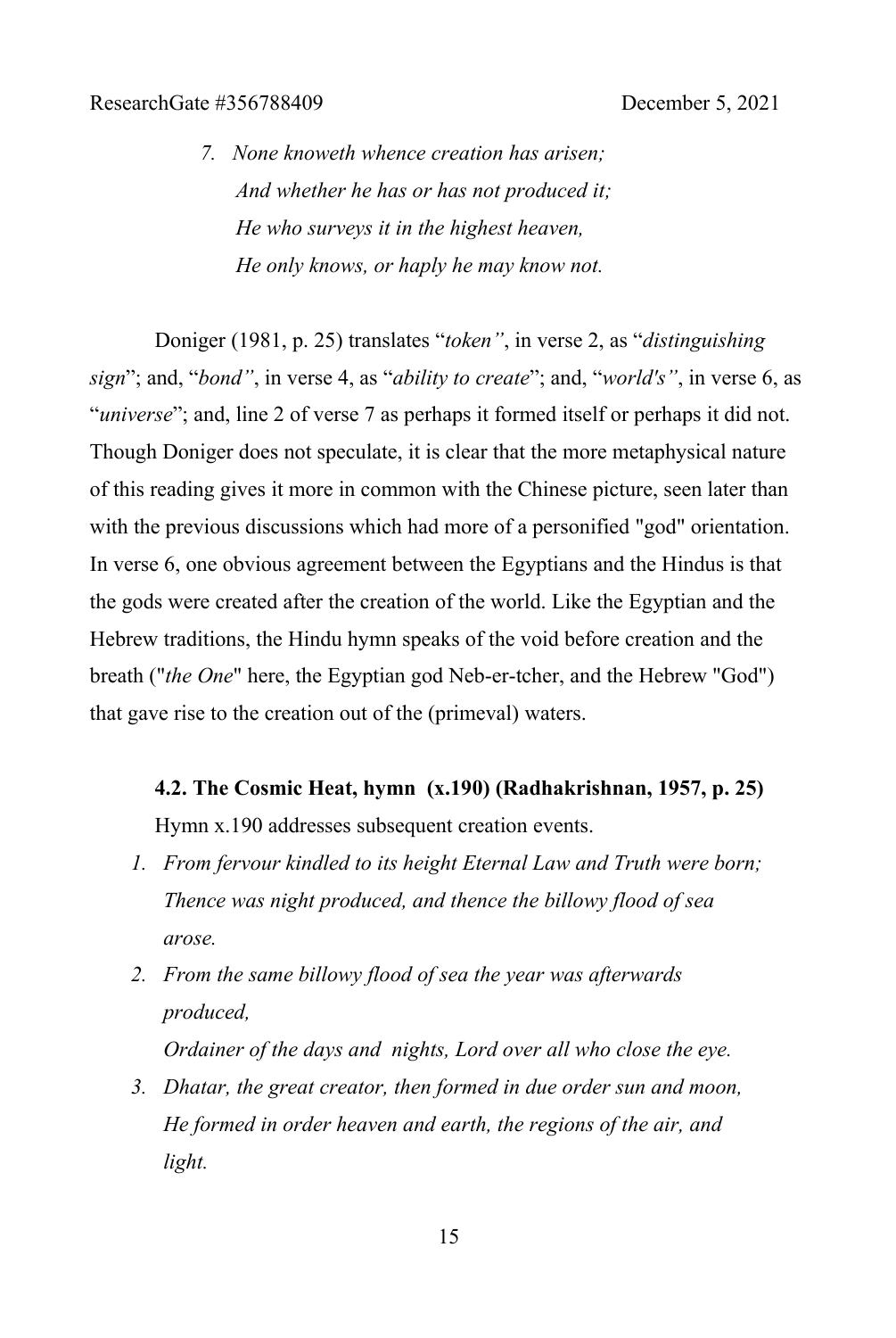7. *None knoweth whence creation has arisen;*
   *And whether he has or has not produced it;*
   *He who surveys it in the highest heaven,*
   *He only knows, or haply he may know not.*

Doniger (1981, p. 25) translates "*token"*, in verse 2, as "*distinguishing sign*"; and, "*bond"*, in verse 4, as "*ability to create*"; and, "*world's"*, in verse 6, as "*universe*"; and, line 2 of verse 7 as perhaps it formed itself or perhaps it did not. Though Doniger does not speculate, it is clear that the more metaphysical nature of this reading gives it more in common with the Chinese picture, seen later than with the previous discussions which had more of a personified "god" orientation. In verse 6, one obvious agreement between the Egyptians and the Hindus is that the gods were created after the creation of the world. Like the Egyptian and the Hebrew traditions, the Hindu hymn speaks of the void before creation and the breath ("*the One*" here, the Egyptian god Neb-er-tcher, and the Hebrew "God") that gave rise to the creation out of the (primeval) waters.

**4.2. The Cosmic Heat, hymn (x.190) (Radhakrishnan, 1957, p. 25)**

Hymn x.190 addresses subsequent creation events.

1. *From fervour kindled to its height Eternal Law and Truth were born;*
   *Thence was night produced, and thence the billowy flood of sea arose.*
2. *From the same billowy flood of sea the year was afterwards produced,*
   *Ordainer of the days and nights, Lord over all who close the eye.*
3. *Dhatar, the great creator, then formed in due order sun and moon,*
   *He formed in order heaven and earth, the regions of the air, and light.*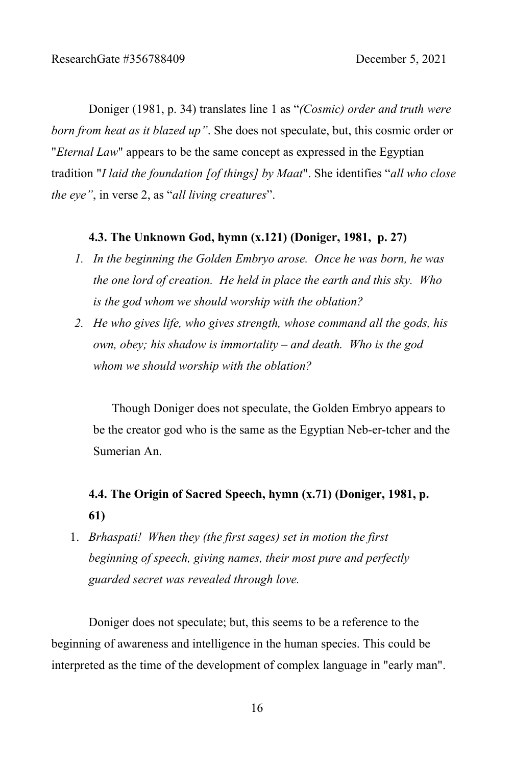Doniger (1981, p. 34) translates line 1 as "*(Cosmic) order and truth were born from heat as it blazed up"*. She does not speculate, but, this cosmic order or "*Eternal Law*" appears to be the same concept as expressed in the Egyptian tradition "*I laid the foundation [of things] by Maat*". She identifies "*all who close the eye"*, in verse 2, as "*all living creatures*".

### 4.3. The Unknown God, hymn (x.121) (Doniger, 1981, p. 27)

1. *In the beginning the Golden Embryo arose. Once he was born, he was the one lord of creation. He held in place the earth and this sky. Who is the god whom we should worship with the oblation?*
2. *He who gives life, who gives strength, whose command all the gods, his own, obey; his shadow is immortality – and death. Who is the god whom we should worship with the oblation?*

Though Doniger does not speculate, the Golden Embryo appears to be the creator god who is the same as the Egyptian Neb-er-tcher and the Sumerian An.

### 4.4. The Origin of Sacred Speech, hymn (x.71) (Doniger, 1981, p. 61)

1. *Brhaspati! When they (the first sages) set in motion the first beginning of speech, giving names, their most pure and perfectly guarded secret was revealed through love.*

Doniger does not speculate; but, this seems to be a reference to the beginning of awareness and intelligence in the human species. This could be interpreted as the time of the development of complex language in "early man".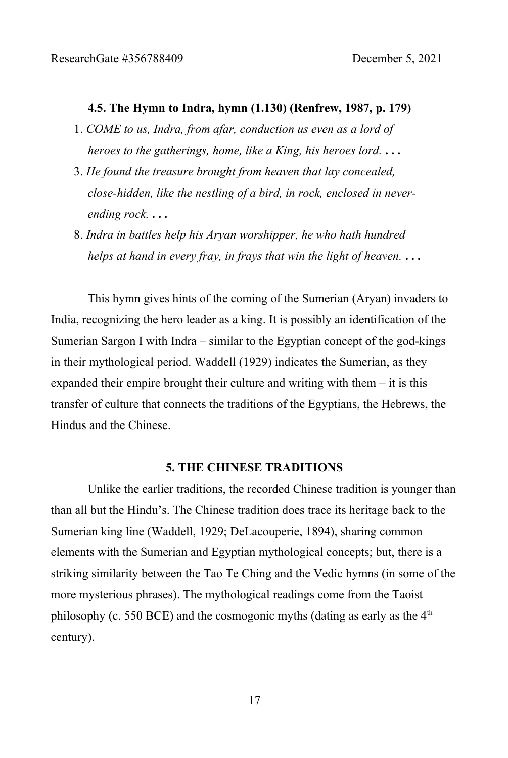**4.5. The Hymn to Indra, hymn (1.130) (Renfrew, 1987, p. 179)**

1. *COME to us, Indra, from afar, conduction us even as a lord of heroes to the gatherings, home, like a King, his heroes lord.* **. . .**
3. *He found the treasure brought from heaven that lay concealed, close-hidden, like the nestling of a bird, in rock, enclosed in never-ending rock.* **. . .**
8. *Indra in battles help his Aryan worshipper, he who hath hundred helps at hand in every fray, in frays that win the light of heaven.* **. . .**

This hymn gives hints of the coming of the Sumerian (Aryan) invaders to India, recognizing the hero leader as a king. It is possibly an identification of the Sumerian Sargon I with Indra – similar to the Egyptian concept of the god-kings in their mythological period. Waddell (1929) indicates the Sumerian, as they expanded their empire brought their culture and writing with them – it is this transfer of culture that connects the traditions of the Egyptians, the Hebrews, the Hindus and the Chinese.

## 5. THE CHINESE TRADITIONS

Unlike the earlier traditions, the recorded Chinese tradition is younger than than all but the Hindu's. The Chinese tradition does trace its heritage back to the Sumerian king line (Waddell, 1929; DeLacouperie, 1894), sharing common elements with the Sumerian and Egyptian mythological concepts; but, there is a striking similarity between the Tao Te Ching and the Vedic hymns (in some of the more mysterious phrases). The mythological readings come from the Taoist philosophy (c. 550 BCE) and the cosmogonic myths (dating as early as the 4th century).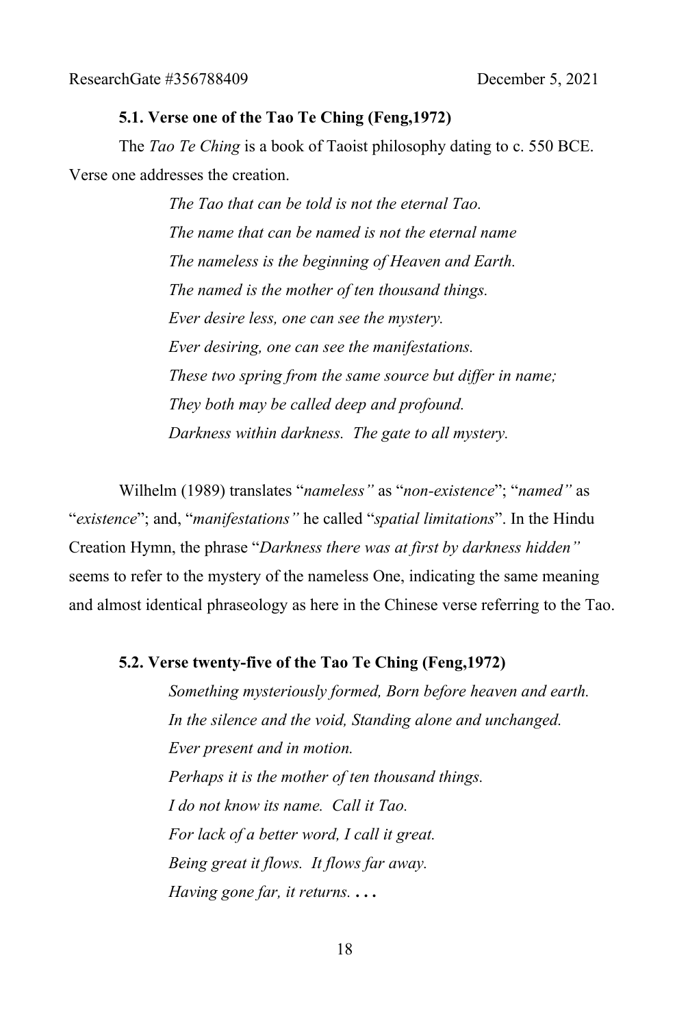### 5.1. Verse one of the Tao Te Ching (Feng,1972)

The *Tao Te Ching* is a book of Taoist philosophy dating to c. 550 BCE. Verse one addresses the creation.

> *The Tao that can be told is not the eternal Tao.*
> *The name that can be named is not the eternal name*
> *The nameless is the beginning of Heaven and Earth.*
> *The named is the mother of ten thousand things.*
> *Ever desire less, one can see the mystery.*
> *Ever desiring, one can see the manifestations.*
> *These two spring from the same source but differ in name;*
> *They both may be called deep and profound.*
> *Darkness within darkness. The gate to all mystery.*

Wilhelm (1989) translates "*nameless"* as "*non-existence*"; "*named"* as "*existence*"; and, "*manifestations"* he called "*spatial limitations*". In the Hindu Creation Hymn, the phrase "*Darkness there was at first by darkness hidden"* seems to refer to the mystery of the nameless One, indicating the same meaning and almost identical phraseology as here in the Chinese verse referring to the Tao.

### 5.2. Verse twenty-five of the Tao Te Ching (Feng,1972)

> *Something mysteriously formed, Born before heaven and earth.*
> *In the silence and the void, Standing alone and unchanged.*
> *Ever present and in motion.*
> *Perhaps it is the mother of ten thousand things.*
> *I do not know its name. Call it Tao.*
> *For lack of a better word, I call it great.*
> *Being great it flows. It flows far away.*
> *Having gone far, it returns.* **. . .**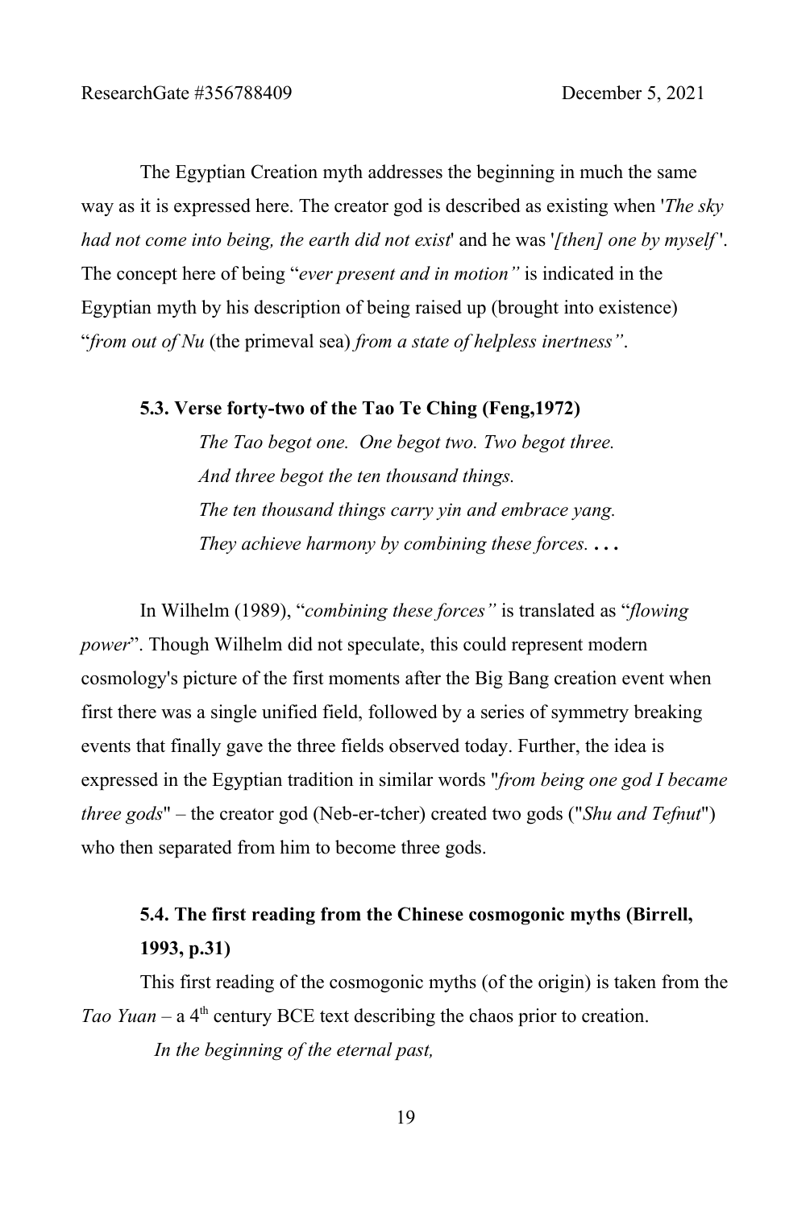The Egyptian Creation myth addresses the beginning in much the same way as it is expressed here. The creator god is described as existing when '*The sky had not come into being, the earth did not exist*' and he was '*[then] one by myself* '. The concept here of being "*ever present and in motion"* is indicated in the Egyptian myth by his description of being raised up (brought into existence) "*from out of Nu* (the primeval sea) *from a state of helpless inertness"*.

### 5.3. Verse forty-two of the Tao Te Ching (Feng,1972)

> *The Tao begot one. One begot two. Two begot three.*
> *And three begot the ten thousand things.*
> *The ten thousand things carry yin and embrace yang.*
> *They achieve harmony by combining these forces.* **. . .**

In Wilhelm (1989), "*combining these forces"* is translated as "*flowing power*". Though Wilhelm did not speculate, this could represent modern cosmology's picture of the first moments after the Big Bang creation event when first there was a single unified field, followed by a series of symmetry breaking events that finally gave the three fields observed today. Further, the idea is expressed in the Egyptian tradition in similar words "*from being one god I became three gods*" – the creator god (Neb-er-tcher) created two gods ("*Shu and Tefnut*") who then separated from him to become three gods.

### 5.4. The first reading from the Chinese cosmogonic myths (Birrell, 1993, p.31)

This first reading of the cosmogonic myths (of the origin) is taken from the *Tao Yuan* – a 4th century BCE text describing the chaos prior to creation.

> *In the beginning of the eternal past,*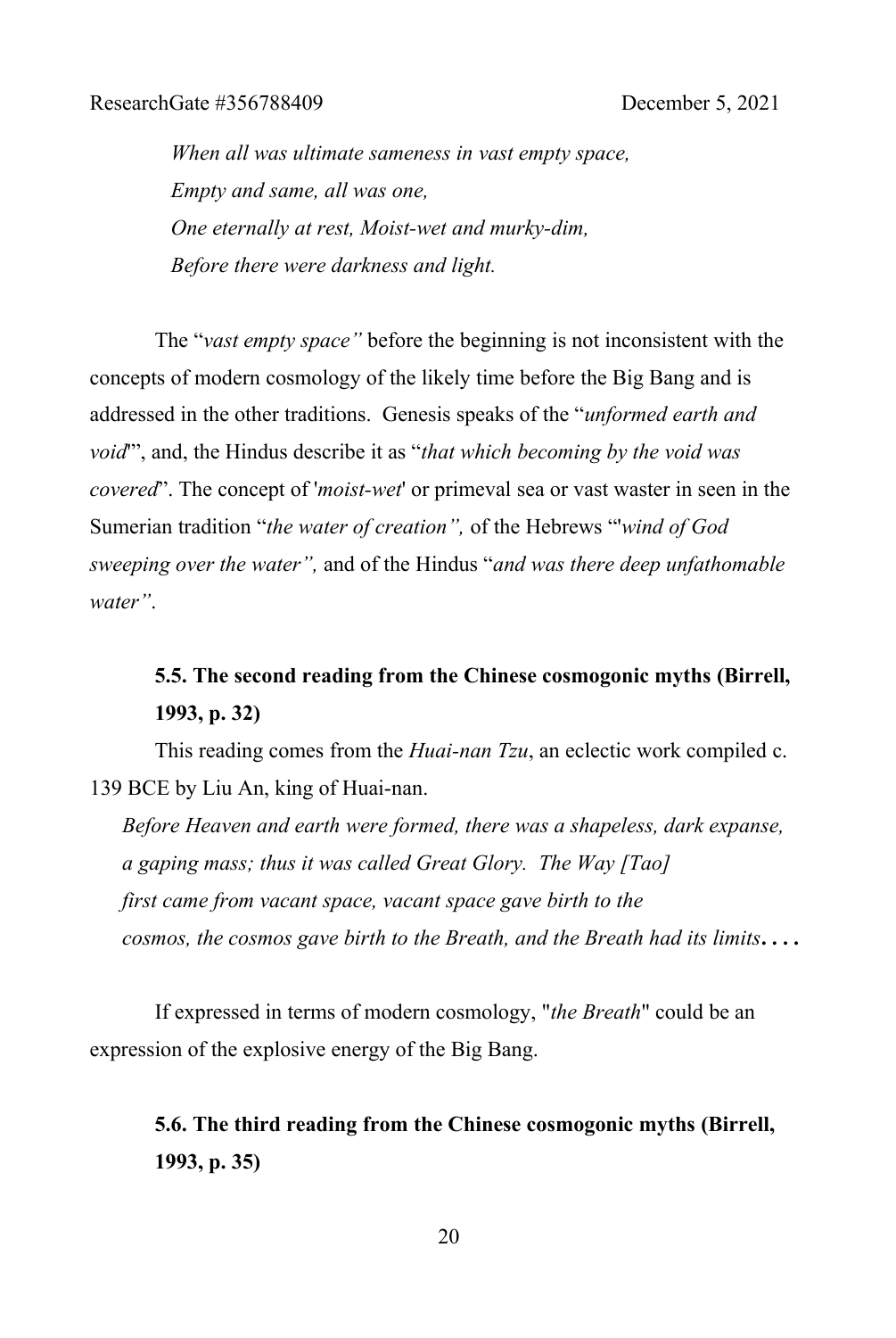*When all was ultimate sameness in vast empty space,*
*Empty and same, all was one,*
*One eternally at rest, Moist-wet and murky-dim,*
*Before there were darkness and light.*

The "*vast empty space"* before the beginning is not inconsistent with the concepts of modern cosmology of the likely time before the Big Bang and is addressed in the other traditions. Genesis speaks of the "*unformed earth and void*"", and, the Hindus describe it as "*that which becoming by the void was covered*". The concept of '*moist-wet*' or primeval sea or vast waster in seen in the Sumerian tradition "*the water of creation",* of the Hebrews "'*wind of God sweeping over the water",* and of the Hindus "*and was there deep unfathomable water"*.

### 5.5. The second reading from the Chinese cosmogonic myths (Birrell, 1993, p. 32)

This reading comes from the *Huai-nan Tzu*, an eclectic work compiled c. 139 BCE by Liu An, king of Huai-nan.

*Before Heaven and earth were formed, there was a shapeless, dark expanse,*
*a gaping mass; thus it was called Great Glory. The Way [Tao]*
*first came from vacant space, vacant space gave birth to the*
*cosmos, the cosmos gave birth to the Breath, and the Breath had its limits****. . . .***

If expressed in terms of modern cosmology, "*the Breath*" could be an expression of the explosive energy of the Big Bang.

### 5.6. The third reading from the Chinese cosmogonic myths (Birrell, 1993, p. 35)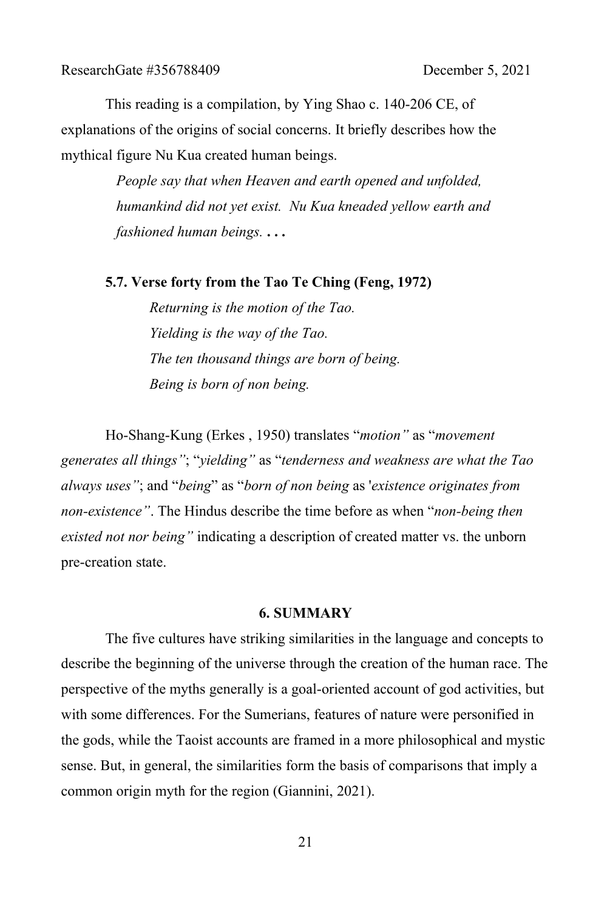This reading is a compilation, by Ying Shao c. 140-206 CE, of explanations of the origins of social concerns. It briefly describes how the mythical figure Nu Kua created human beings.

> *People say that when Heaven and earth opened and unfolded, humankind did not yet exist. Nu Kua kneaded yellow earth and fashioned human beings.* **. . .**

### 5.7. Verse forty from the Tao Te Ching (Feng, 1972)

> *Returning is the motion of the Tao.*
> *Yielding is the way of the Tao.*
> *The ten thousand things are born of being.*
> *Being is born of non being.*

Ho-Shang-Kung (Erkes , 1950) translates "*motion"* as "*movement generates all things"*; "*yielding"* as "*tenderness and weakness are what the Tao always uses"*; and "*being*" as "*born of non being* as '*existence originates from non-existence"*. The Hindus describe the time before as when "*non-being then existed not nor being"* indicating a description of created matter vs. the unborn pre-creation state.

## 6. SUMMARY

The five cultures have striking similarities in the language and concepts to describe the beginning of the universe through the creation of the human race. The perspective of the myths generally is a goal-oriented account of god activities, but with some differences. For the Sumerians, features of nature were personified in the gods, while the Taoist accounts are framed in a more philosophical and mystic sense. But, in general, the similarities form the basis of comparisons that imply a common origin myth for the region (Giannini, 2021).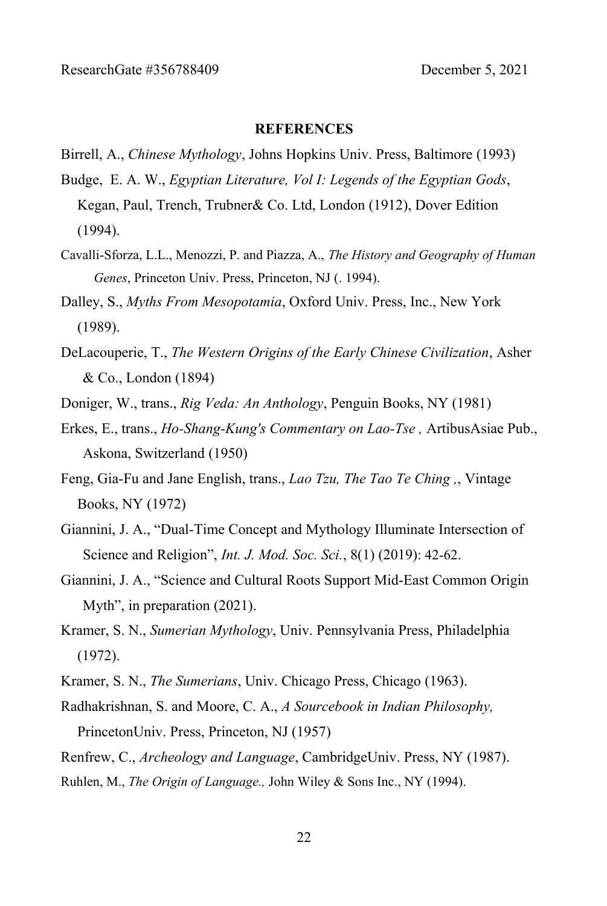## REFERENCES

Birrell, A., *Chinese Mythology*, Johns Hopkins Univ. Press, Baltimore (1993)

Budge, E. A. W., *Egyptian Literature, Vol I: Legends of the Egyptian Gods*, Kegan, Paul, Trench, Trubner& Co. Ltd, London (1912), Dover Edition (1994).

Cavalli-Sforza, L.L., Menozzi, P. and Piazza, A., *The History and Geography of Human Genes*, Princeton Univ. Press, Princeton, NJ (. 1994).

Dalley, S., *Myths From Mesopotamia*, Oxford Univ. Press, Inc., New York (1989).

DeLacouperie, T., *The Western Origins of the Early Chinese Civilization*, Asher & Co., London (1894)

Doniger, W., trans., *Rig Veda: An Anthology*, Penguin Books, NY (1981)

Erkes, E., trans., *Ho-Shang-Kung's Commentary on Lao-Tse ,* ArtibusAsiae Pub., Askona, Switzerland (1950)

Feng, Gia-Fu and Jane English, trans., *Lao Tzu, The Tao Te Ching ,*, Vintage Books, NY (1972)

Giannini, J. A., "Dual-Time Concept and Mythology Illuminate Intersection of Science and Religion", *Int. J. Mod. Soc. Sci.*, 8(1) (2019): 42-62.

Giannini, J. A., "Science and Cultural Roots Support Mid-East Common Origin Myth", in preparation (2021).

Kramer, S. N., *Sumerian Mythology*, Univ. Pennsylvania Press, Philadelphia (1972).

Kramer, S. N., *The Sumerians*, Univ. Chicago Press, Chicago (1963).

Radhakrishnan, S. and Moore, C. A., *A Sourcebook in Indian Philosophy,* PrincetonUniv. Press, Princeton, NJ (1957)

Renfrew, C., *Archeology and Language*, CambridgeUniv. Press, NY (1987).

Ruhlen, M., *The Origin of Language.,* John Wiley & Sons Inc., NY (1994).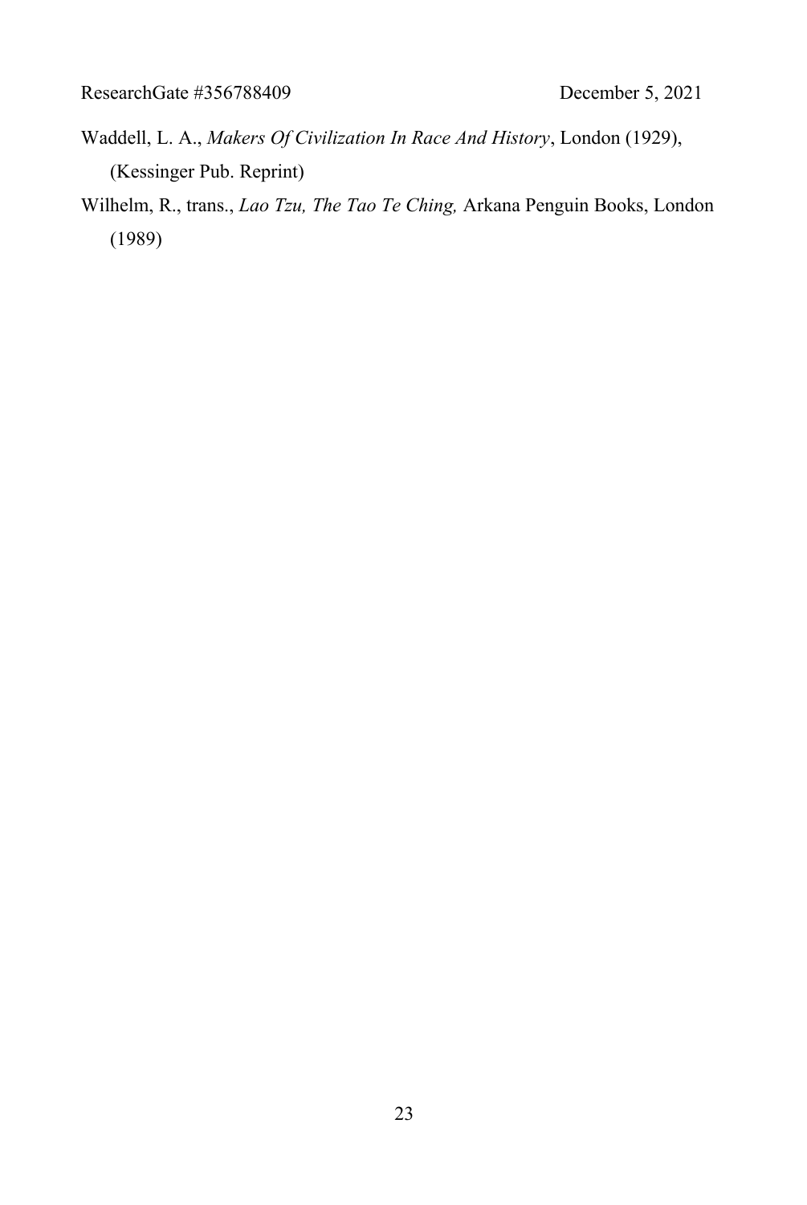Waddell, L. A., *Makers Of Civilization In Race And History*, London (1929), (Kessinger Pub. Reprint)

Wilhelm, R., trans., *Lao Tzu, The Tao Te Ching,* Arkana Penguin Books, London (1989)